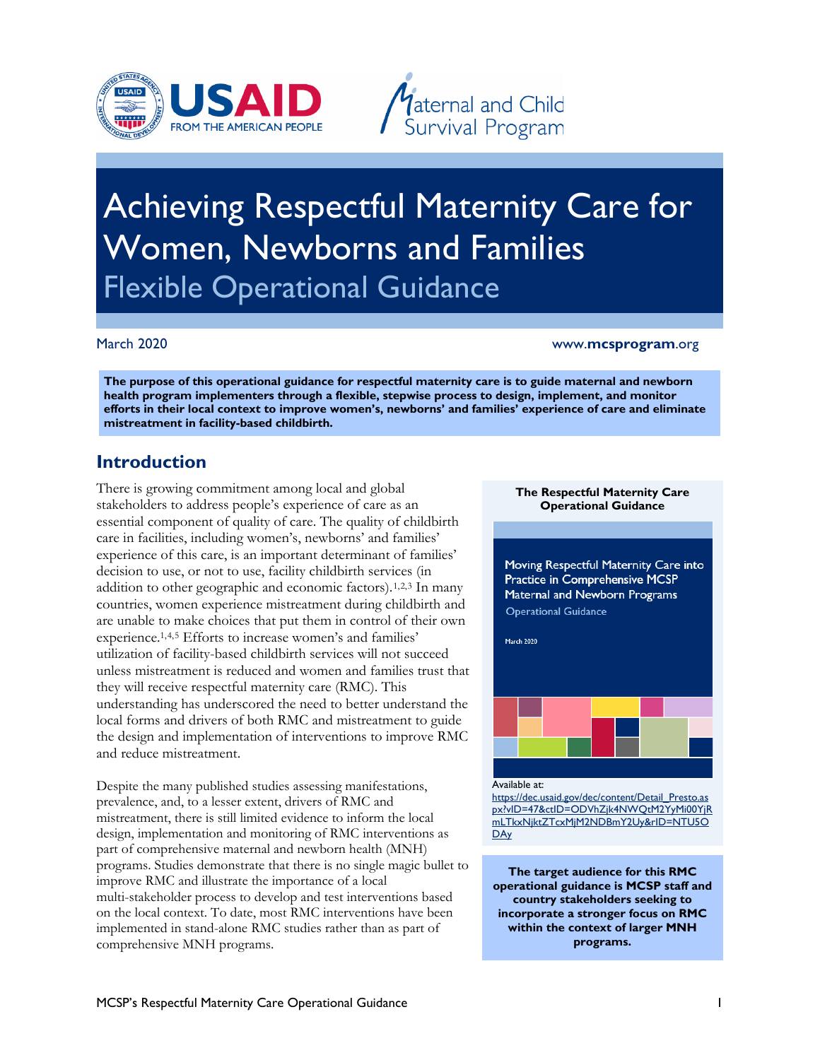USAID FROM THE AMERICAN PEOPLE

Maternal and Child Survival Program

# Achieving Respectful Maternity Care for Women, Newborns and Families

## Flexible Operational Guidance

March 2020

www.mcsprogram.org

**The purpose of this operational guidance for respectful maternity care is to guide maternal and newborn health program implementers through a flexible, stepwise process to design, implement, and monitor efforts in their local context to improve women's, newborns' and families' experience of care and eliminate mistreatment in facility-based childbirth.**

## Introduction

There is growing commitment among local and global stakeholders to address people's experience of care as an essential component of quality of care. The quality of childbirth care in facilities, including women's, newborns' and families' experience of this care, is an important determinant of families' decision to use, or not to use, facility childbirth services (in addition to other geographic and economic factors).[1,2,3] In many countries, women experience mistreatment during childbirth and are unable to make choices that put them in control of their own experience.[1,4,5] Efforts to increase women's and families' utilization of facility-based childbirth services will not succeed unless mistreatment is reduced and women and families trust that they will receive respectful maternity care (RMC). This understanding has underscored the need to better understand the local forms and drivers of both RMC and mistreatment to guide the design and implementation of interventions to improve RMC and reduce mistreatment.

Despite the many published studies assessing manifestations, prevalence, and, to a lesser extent, drivers of RMC and mistreatment, there is still limited evidence to inform the local design, implementation and monitoring of RMC interventions as part of comprehensive maternal and newborn health (MNH) programs. Studies demonstrate that there is no single magic bullet to improve RMC and illustrate the importance of a local multi-stakeholder process to develop and test interventions based on the local context. To date, most RMC interventions have been implemented in stand-alone RMC studies rather than as part of comprehensive MNH programs.

**The Respectful Maternity Care Operational Guidance**

Moving Respectful Maternity Care into Practice in Comprehensive MCSP Maternal and Newborn Programs

Operational Guidance

March 2020

Available at: https://dec.usaid.gov/dec/content/Detail_Presto.aspx?vID=47&ctID=ODVhZjk4NWQtM2YyMi00YjRmLTkxNjktZTcxMjM2NDBmY2Uy&rID=NTU5ODAy

**The target audience for this RMC operational guidance is MCSP staff and country stakeholders seeking to incorporate a stronger focus on RMC within the context of larger MNH programs.**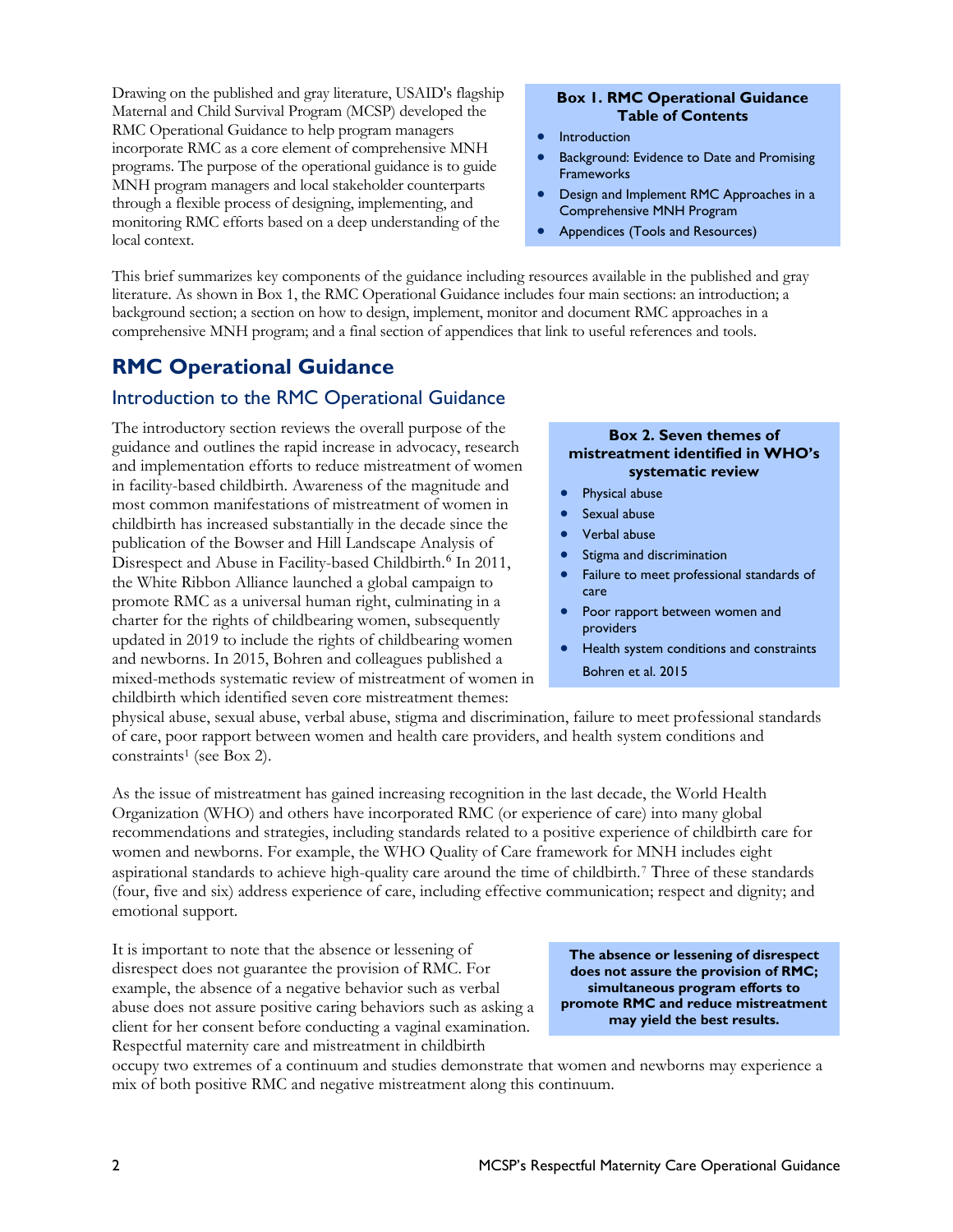Drawing on the published and gray literature, USAID's flagship Maternal and Child Survival Program (MCSP) developed the RMC Operational Guidance to help program managers incorporate RMC as a core element of comprehensive MNH programs. The purpose of the operational guidance is to guide MNH program managers and local stakeholder counterparts through a flexible process of designing, implementing, and monitoring RMC efforts based on a deep understanding of the local context.

**Box 1. RMC Operational Guidance Table of Contents**

- Introduction
- Background: Evidence to Date and Promising Frameworks
- Design and Implement RMC Approaches in a Comprehensive MNH Program
- Appendices (Tools and Resources)

This brief summarizes key components of the guidance including resources available in the published and gray literature. As shown in Box 1, the RMC Operational Guidance includes four main sections: an introduction; a background section; a section on how to design, implement, monitor and document RMC approaches in a comprehensive MNH program; and a final section of appendices that link to useful references and tools.

## RMC Operational Guidance

### Introduction to the RMC Operational Guidance

The introductory section reviews the overall purpose of the guidance and outlines the rapid increase in advocacy, research and implementation efforts to reduce mistreatment of women in facility-based childbirth. Awareness of the magnitude and most common manifestations of mistreatment of women in childbirth has increased substantially in the decade since the publication of the Bowser and Hill Landscape Analysis of Disrespect and Abuse in Facility-based Childbirth.[6] In 2011, the White Ribbon Alliance launched a global campaign to promote RMC as a universal human right, culminating in a charter for the rights of childbearing women, subsequently updated in 2019 to include the rights of childbearing women and newborns. In 2015, Bohren and colleagues published a mixed-methods systematic review of mistreatment of women in childbirth which identified seven core mistreatment themes: physical abuse, sexual abuse, verbal abuse, stigma and discrimination, failure to meet professional standards of care, poor rapport between women and health care providers, and health system conditions and constraints[1] (see Box 2).

**Box 2. Seven themes of mistreatment identified in WHO's systematic review**

- Physical abuse
- Sexual abuse
- Verbal abuse
- Stigma and discrimination
- Failure to meet professional standards of care
- Poor rapport between women and providers
- Health system conditions and constraints

Bohren et al. 2015

As the issue of mistreatment has gained increasing recognition in the last decade, the World Health Organization (WHO) and others have incorporated RMC (or experience of care) into many global recommendations and strategies, including standards related to a positive experience of childbirth care for women and newborns. For example, the WHO Quality of Care framework for MNH includes eight aspirational standards to achieve high-quality care around the time of childbirth.[7] Three of these standards (four, five and six) address experience of care, including effective communication; respect and dignity; and emotional support.

It is important to note that the absence or lessening of disrespect does not guarantee the provision of RMC. For example, the absence of a negative behavior such as verbal abuse does not assure positive caring behaviors such as asking a client for her consent before conducting a vaginal examination. Respectful maternity care and mistreatment in childbirth occupy two extremes of a continuum and studies demonstrate that women and newborns may experience a mix of both positive RMC and negative mistreatment along this continuum.

**The absence or lessening of disrespect does not assure the provision of RMC; simultaneous program efforts to promote RMC and reduce mistreatment may yield the best results.**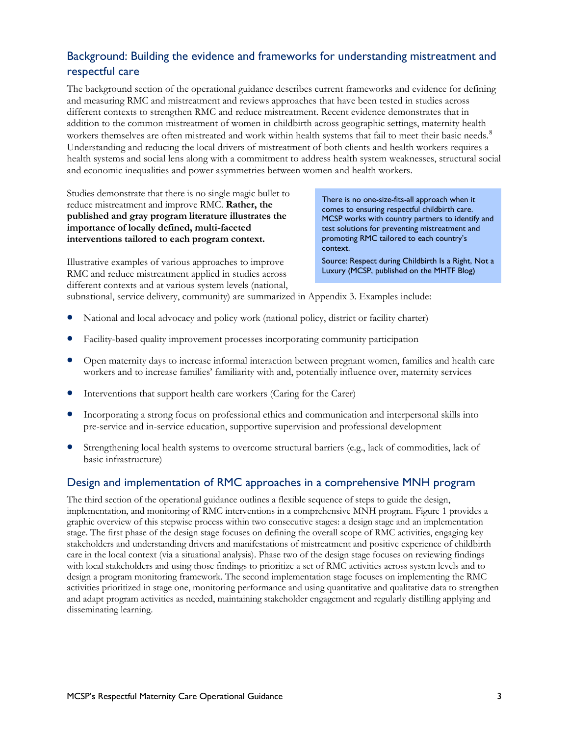## Background: Building the evidence and frameworks for understanding mistreatment and respectful care

The background section of the operational guidance describes current frameworks and evidence for defining and measuring RMC and mistreatment and reviews approaches that have been tested in studies across different contexts to strengthen RMC and reduce mistreatment. Recent evidence demonstrates that in addition to the common mistreatment of women in childbirth across geographic settings, maternity health workers themselves are often mistreated and work within health systems that fail to meet their basic needs.[8] Understanding and reducing the local drivers of mistreatment of both clients and health workers requires a health systems and social lens along with a commitment to address health system weaknesses, structural social and economic inequalities and power asymmetries between women and health workers.

Studies demonstrate that there is no single magic bullet to reduce mistreatment and improve RMC. **Rather, the published and gray program literature illustrates the importance of locally defined, multi-faceted interventions tailored to each program context.**

> There is no one-size-fits-all approach when it comes to ensuring respectful childbirth care. MCSP works with country partners to identify and test solutions for preventing mistreatment and promoting RMC tailored to each country's context.
>
> Source: Respect during Childbirth Is a Right, Not a Luxury (MCSP, published on the MHTF Blog)

Illustrative examples of various approaches to improve RMC and reduce mistreatment applied in studies across different contexts and at various system levels (national, subnational, service delivery, community) are summarized in Appendix 3. Examples include:

- National and local advocacy and policy work (national policy, district or facility charter)
- Facility-based quality improvement processes incorporating community participation
- Open maternity days to increase informal interaction between pregnant women, families and health care workers and to increase families' familiarity with and, potentially influence over, maternity services
- Interventions that support health care workers (Caring for the Carer)
- Incorporating a strong focus on professional ethics and communication and interpersonal skills into pre-service and in-service education, supportive supervision and professional development
- Strengthening local health systems to overcome structural barriers (e.g., lack of commodities, lack of basic infrastructure)

## Design and implementation of RMC approaches in a comprehensive MNH program

The third section of the operational guidance outlines a flexible sequence of steps to guide the design, implementation, and monitoring of RMC interventions in a comprehensive MNH program. Figure 1 provides a graphic overview of this stepwise process within two consecutive stages: a design stage and an implementation stage. The first phase of the design stage focuses on defining the overall scope of RMC activities, engaging key stakeholders and understanding drivers and manifestations of mistreatment and positive experience of childbirth care in the local context (via a situational analysis). Phase two of the design stage focuses on reviewing findings with local stakeholders and using those findings to prioritize a set of RMC activities across system levels and to design a program monitoring framework. The second implementation stage focuses on implementing the RMC activities prioritized in stage one, monitoring performance and using quantitative and qualitative data to strengthen and adapt program activities as needed, maintaining stakeholder engagement and regularly distilling applying and disseminating learning.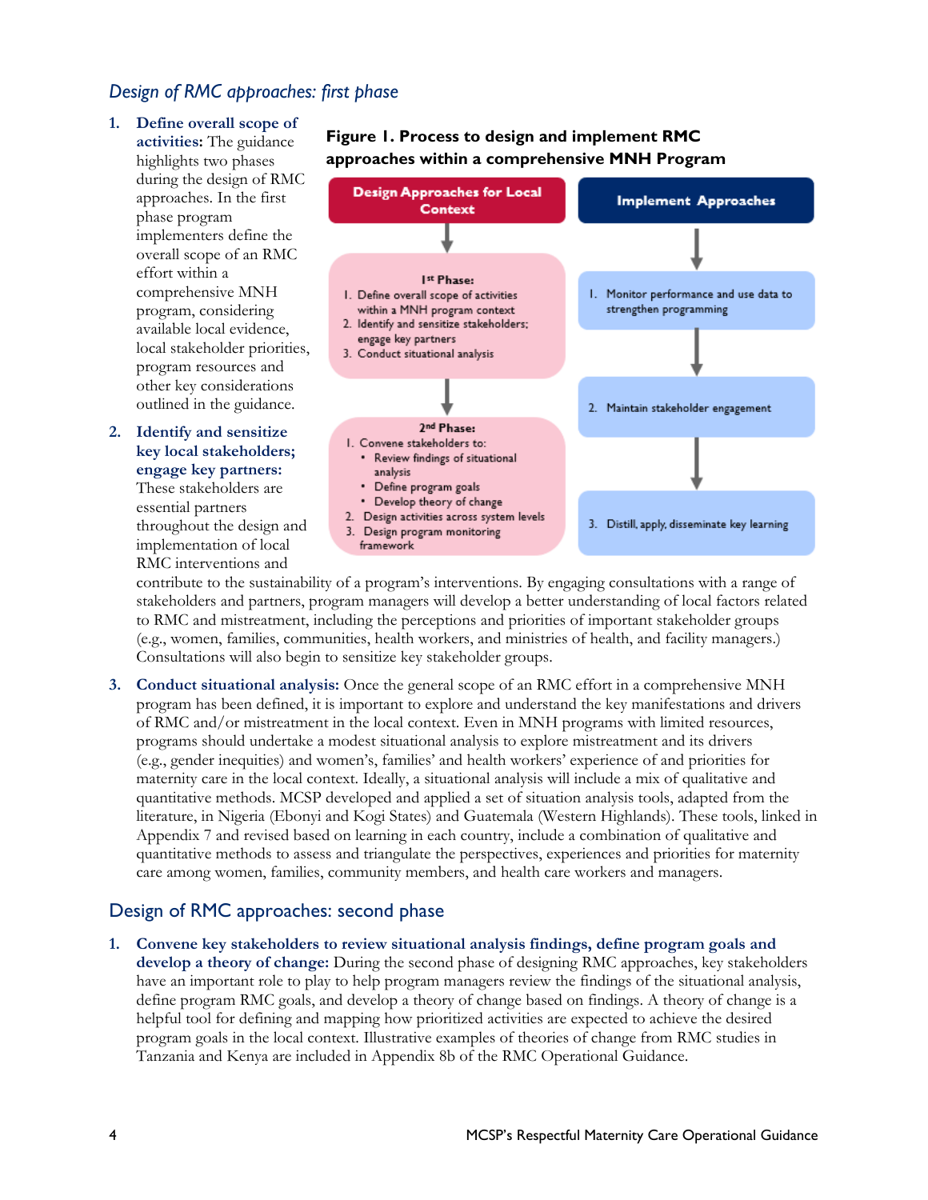## *Design of RMC approaches: first phase*

1. **Define overall scope of activities:** The guidance highlights two phases during the design of RMC approaches. In the first phase program implementers define the overall scope of an RMC effort within a comprehensive MNH program, considering available local evidence, local stakeholder priorities, program resources and other key considerations outlined in the guidance.

2. **Identify and sensitize key local stakeholders; engage key partners:** These stakeholders are essential partners throughout the design and implementation of local RMC interventions and contribute to the sustainability of a program's interventions. By engaging consultations with a range of stakeholders and partners, program managers will develop a better understanding of local factors related to RMC and mistreatment, including the perceptions and priorities of important stakeholder groups (e.g., women, families, communities, health workers, and ministries of health, and facility managers.) Consultations will also begin to sensitize key stakeholder groups.

**Figure 1. Process to design and implement RMC approaches within a comprehensive MNH Program**

| Design Approaches for Local Context | Implement Approaches |
|---|---|
| **1st Phase:** 1. Define overall scope of activities within a MNH program context; 2. Identify and sensitize stakeholders; engage key partners; 3. Conduct situational analysis | 1. Monitor performance and use data to strengthen programming |
| **2nd Phase:** 1. Convene stakeholders to: • Review findings of situational analysis • Define program goals • Develop theory of change; 2. Design activities across system levels; 3. Design program monitoring framework | 2. Maintain stakeholder engagement |
| | 3. Distill, apply, disseminate key learning |

3. **Conduct situational analysis:** Once the general scope of an RMC effort in a comprehensive MNH program has been defined, it is important to explore and understand the key manifestations and drivers of RMC and/or mistreatment in the local context. Even in MNH programs with limited resources, programs should undertake a modest situational analysis to explore mistreatment and its drivers (e.g., gender inequities) and women's, families' and health workers' experience of and priorities for maternity care in the local context. Ideally, a situational analysis will include a mix of qualitative and quantitative methods. MCSP developed and applied a set of situation analysis tools, adapted from the literature, in Nigeria (Ebonyi and Kogi States) and Guatemala (Western Highlands). These tools, linked in Appendix 7 and revised based on learning in each country, include a combination of qualitative and quantitative methods to assess and triangulate the perspectives, experiences and priorities for maternity care among women, families, community members, and health care workers and managers.

## Design of RMC approaches: second phase

1. **Convene key stakeholders to review situational analysis findings, define program goals and develop a theory of change:** During the second phase of designing RMC approaches, key stakeholders have an important role to play to help program managers review the findings of the situational analysis, define program RMC goals, and develop a theory of change based on findings. A theory of change is a helpful tool for defining and mapping how prioritized activities are expected to achieve the desired program goals in the local context. Illustrative examples of theories of change from RMC studies in Tanzania and Kenya are included in Appendix 8b of the RMC Operational Guidance.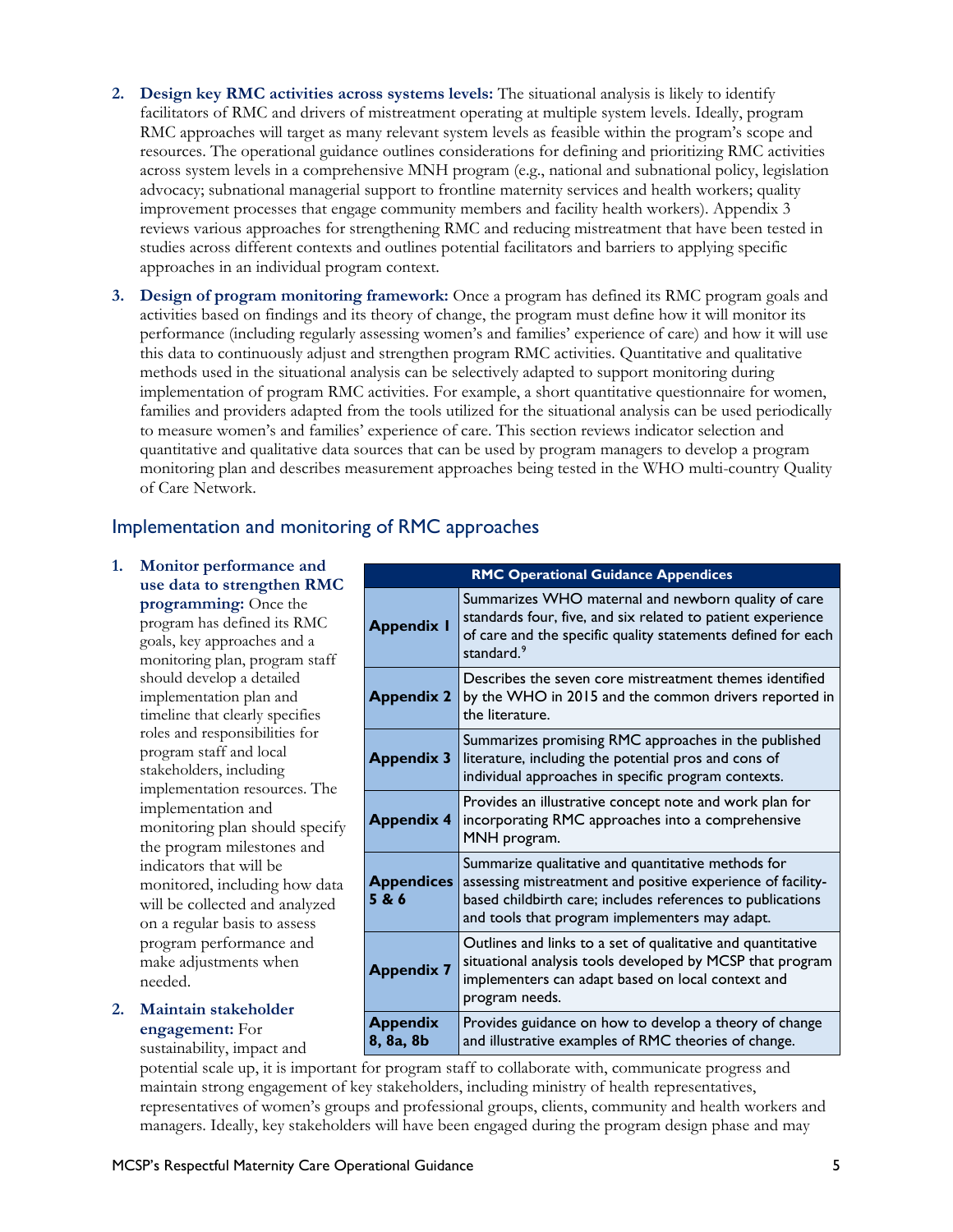2. **Design key RMC activities across systems levels:** The situational analysis is likely to identify facilitators of RMC and drivers of mistreatment operating at multiple system levels. Ideally, program RMC approaches will target as many relevant system levels as feasible within the program's scope and resources. The operational guidance outlines considerations for defining and prioritizing RMC activities across system levels in a comprehensive MNH program (e.g., national and subnational policy, legislation advocacy; subnational managerial support to frontline maternity services and health workers; quality improvement processes that engage community members and facility health workers). Appendix 3 reviews various approaches for strengthening RMC and reducing mistreatment that have been tested in studies across different contexts and outlines potential facilitators and barriers to applying specific approaches in an individual program context.

3. **Design of program monitoring framework:** Once a program has defined its RMC program goals and activities based on findings and its theory of change, the program must define how it will monitor its performance (including regularly assessing women's and families' experience of care) and how it will use this data to continuously adjust and strengthen program RMC activities. Quantitative and qualitative methods used in the situational analysis can be selectively adapted to support monitoring during implementation of program RMC activities. For example, a short quantitative questionnaire for women, families and providers adapted from the tools utilized for the situational analysis can be used periodically to measure women's and families' experience of care. This section reviews indicator selection and quantitative and qualitative data sources that can be used by program managers to develop a program monitoring plan and describes measurement approaches being tested in the WHO multi-country Quality of Care Network.

## Implementation and monitoring of RMC approaches

1. **Monitor performance and use data to strengthen RMC programming:** Once the program has defined its RMC goals, key approaches and a monitoring plan, program staff should develop a detailed implementation plan and timeline that clearly specifies roles and responsibilities for program staff and local stakeholders, including implementation resources. The implementation and monitoring plan should specify the program milestones and indicators that will be monitored, including how data will be collected and analyzed on a regular basis to assess program performance and make adjustments when needed.

2. **Maintain stakeholder engagement:** For sustainability, impact and potential scale up, it is important for program staff to collaborate with, communicate progress and maintain strong engagement of key stakeholders, including ministry of health representatives, representatives of women's groups and professional groups, clients, community and health workers and managers. Ideally, key stakeholders will have been engaged during the program design phase and may

| RMC Operational Guidance Appendices | |
|---|---|
| **Appendix 1** | Summarizes WHO maternal and newborn quality of care standards four, five, and six related to patient experience of care and the specific quality statements defined for each standard.[9] |
| **Appendix 2** | Describes the seven core mistreatment themes identified by the WHO in 2015 and the common drivers reported in the literature. |
| **Appendix 3** | Summarizes promising RMC approaches in the published literature, including the potential pros and cons of individual approaches in specific program contexts. |
| **Appendix 4** | Provides an illustrative concept note and work plan for incorporating RMC approaches into a comprehensive MNH program. |
| **Appendices 5 & 6** | Summarize qualitative and quantitative methods for assessing mistreatment and positive experience of facility-based childbirth care; includes references to publications and tools that program implementers may adapt. |
| **Appendix 7** | Outlines and links to a set of qualitative and quantitative situational analysis tools developed by MCSP that program implementers can adapt based on local context and program needs. |
| **Appendix 8, 8a, 8b** | Provides guidance on how to develop a theory of change and illustrative examples of RMC theories of change. |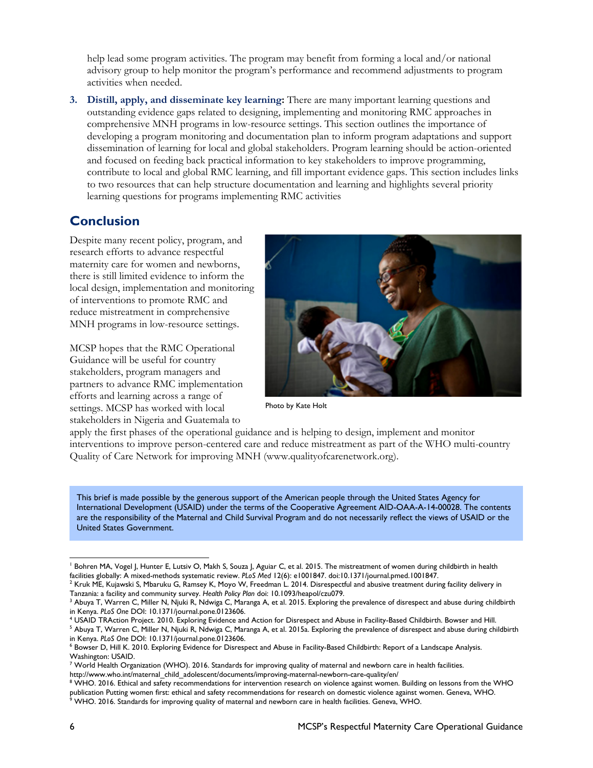help lead some program activities. The program may benefit from forming a local and/or national advisory group to help monitor the program's performance and recommend adjustments to program activities when needed.

3. **Distill, apply, and disseminate key learning:** There are many important learning questions and outstanding evidence gaps related to designing, implementing and monitoring RMC approaches in comprehensive MNH programs in low-resource settings. This section outlines the importance of developing a program monitoring and documentation plan to inform program adaptations and support dissemination of learning for local and global stakeholders. Program learning should be action-oriented and focused on feeding back practical information to key stakeholders to improve programming, contribute to local and global RMC learning, and fill important evidence gaps. This section includes links to two resources that can help structure documentation and learning and highlights several priority learning questions for programs implementing RMC activities

## Conclusion

Despite many recent policy, program, and research efforts to advance respectful maternity care for women and newborns, there is still limited evidence to inform the local design, implementation and monitoring of interventions to promote RMC and reduce mistreatment in comprehensive MNH programs in low-resource settings.

MCSP hopes that the RMC Operational Guidance will be useful for country stakeholders, program managers and partners to advance RMC implementation efforts and learning across a range of settings. MCSP has worked with local stakeholders in Nigeria and Guatemala to apply the first phases of the operational guidance and is helping to design, implement and monitor interventions to improve person-centered care and reduce mistreatment as part of the WHO multi-country Quality of Care Network for improving MNH (www.qualityofcarenetwork.org).

Photo by Kate Holt

This brief is made possible by the generous support of the American people through the United States Agency for International Development (USAID) under the terms of the Cooperative Agreement AID-OAA-A-14-00028. The contents are the responsibility of the Maternal and Child Survival Program and do not necessarily reflect the views of USAID or the United States Government.

---

[1] Bohren MA, Vogel J, Hunter E, Lutsiv O, Makh S, Souza J, Aguiar C, et al. 2015. The mistreatment of women during childbirth in health facilities globally: A mixed-methods systematic review. *PLoS Med* 12(6): e1001847. doi:10.1371/journal.pmed.1001847.

[2] Kruk ME, Kujawski S, Mbaruku G, Ramsey K, Moyo W, Freedman L. 2014. Disrespectful and abusive treatment during facility delivery in Tanzania: a facility and community survey. *Health Policy Plan* doi: 10.1093/heapol/czu079.

[3] Abuya T, Warren C, Miller N, Njuki R, Ndwiga C, Maranga A, et al. 2015. Exploring the prevalence of disrespect and abuse during childbirth in Kenya. *PLoS One* DOI: 10.1371/journal.pone.0123606.

[4] USAID TRAction Project. 2010. Exploring Evidence and Action for Disrespect and Abuse in Facility-Based Childbirth. Bowser and Hill.

[5] Abuya T, Warren C, Miller N, Njuki R, Ndwiga C, Maranga A, et al. 2015a. Exploring the prevalence of disrespect and abuse during childbirth in Kenya. *PLoS One* DOI: 10.1371/journal.pone.0123606.

[6] Bowser D, Hill K. 2010. Exploring Evidence for Disrespect and Abuse in Facility-Based Childbirth: Report of a Landscape Analysis. Washington: USAID.

[7] World Health Organization (WHO). 2016. Standards for improving quality of maternal and newborn care in health facilities. http://www.who.int/maternal_child_adolescent/documents/improving-maternal-newborn-care-quality/en/

[8] WHO. 2016. Ethical and safety recommendations for intervention research on violence against women. Building on lessons from the WHO publication Putting women first: ethical and safety recommendations for research on domestic violence against women. Geneva, WHO.

[9] WHO. 2016. Standards for improving quality of maternal and newborn care in health facilities. Geneva, WHO.